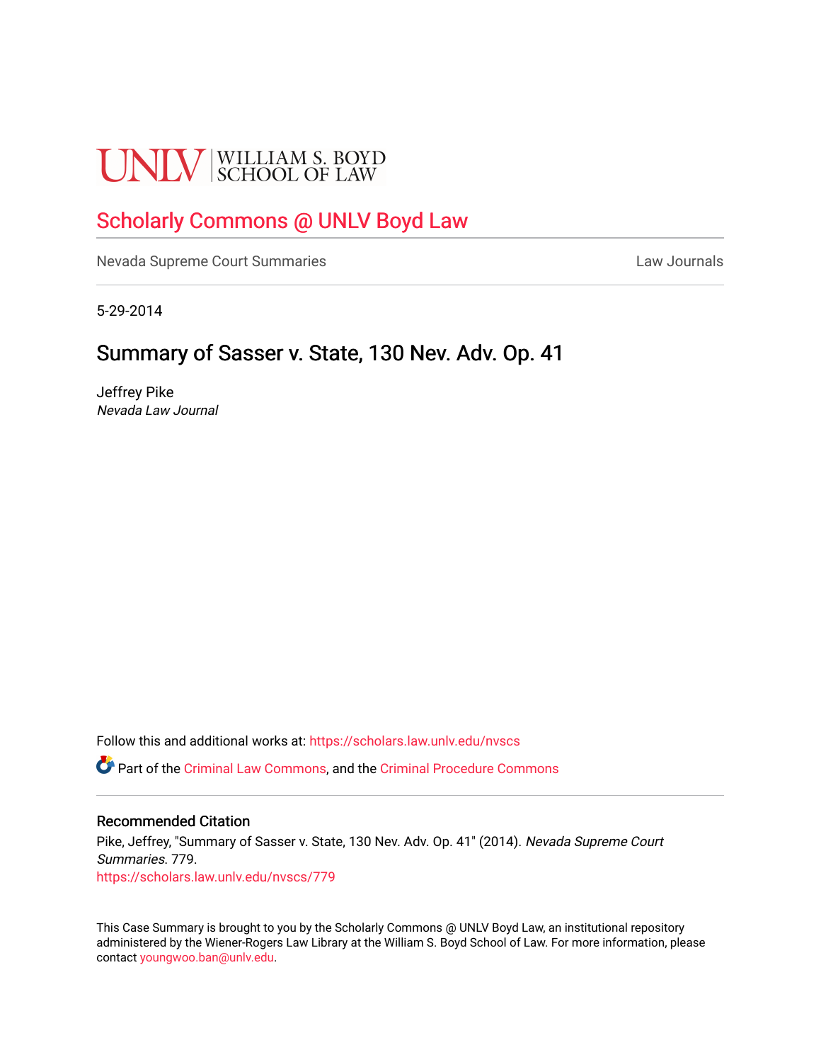UNLV | WILLIAM S. BOYD SCHOOL OF LAW

# Scholarly Commons @ UNLV Boyd Law

Nevada Supreme Court Summaries — Law Journals

5-29-2014

## Summary of Sasser v. State, 130 Nev. Adv. Op. 41

Jeffrey Pike
*Nevada Law Journal*

Follow this and additional works at: https://scholars.law.unlv.edu/nvscs

Part of the Criminal Law Commons, and the Criminal Procedure Commons

### Recommended Citation

Pike, Jeffrey, "Summary of Sasser v. State, 130 Nev. Adv. Op. 41" (2014). *Nevada Supreme Court Summaries*. 779.
https://scholars.law.unlv.edu/nvscs/779

This Case Summary is brought to you by the Scholarly Commons @ UNLV Boyd Law, an institutional repository administered by the Wiener-Rogers Law Library at the William S. Boyd School of Law. For more information, please contact youngwoo.ban@unlv.edu.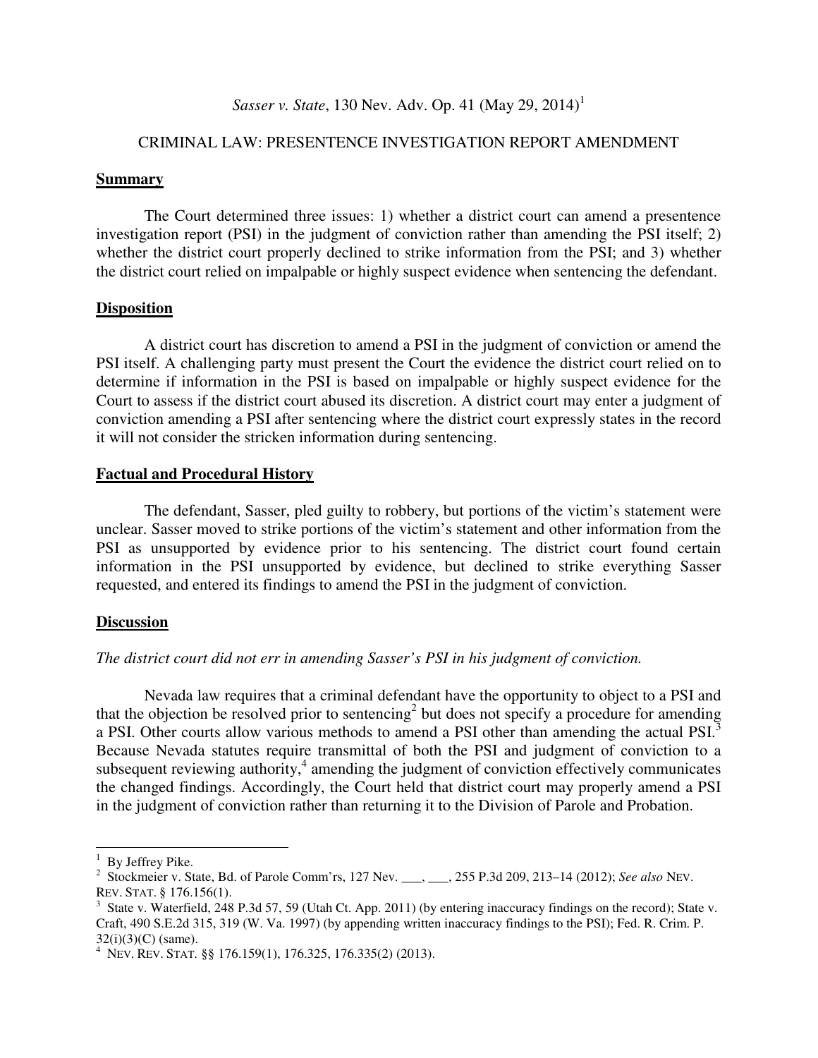*Sasser v. State*, 130 Nev. Adv. Op. 41 (May 29, 2014)[1]

CRIMINAL LAW: PRESENTENCE INVESTIGATION REPORT AMENDMENT

## **Summary**

The Court determined three issues: 1) whether a district court can amend a presentence investigation report (PSI) in the judgment of conviction rather than amending the PSI itself; 2) whether the district court properly declined to strike information from the PSI; and 3) whether the district court relied on impalpable or highly suspect evidence when sentencing the defendant.

## **Disposition**

A district court has discretion to amend a PSI in the judgment of conviction or amend the PSI itself. A challenging party must present the Court the evidence the district court relied on to determine if information in the PSI is based on impalpable or highly suspect evidence for the Court to assess if the district court abused its discretion. A district court may enter a judgment of conviction amending a PSI after sentencing where the district court expressly states in the record it will not consider the stricken information during sentencing.

## **Factual and Procedural History**

The defendant, Sasser, pled guilty to robbery, but portions of the victim's statement were unclear. Sasser moved to strike portions of the victim's statement and other information from the PSI as unsupported by evidence prior to his sentencing. The district court found certain information in the PSI unsupported by evidence, but declined to strike everything Sasser requested, and entered its findings to amend the PSI in the judgment of conviction.

## **Discussion**

*The district court did not err in amending Sasser's PSI in his judgment of conviction.*

Nevada law requires that a criminal defendant have the opportunity to object to a PSI and that the objection be resolved prior to sentencing[2] but does not specify a procedure for amending a PSI. Other courts allow various methods to amend a PSI other than amending the actual PSI.[3] Because Nevada statutes require transmittal of both the PSI and judgment of conviction to a subsequent reviewing authority,[4] amending the judgment of conviction effectively communicates the changed findings. Accordingly, the Court held that district court may properly amend a PSI in the judgment of conviction rather than returning it to the Division of Parole and Probation.

---

[1] By Jeffrey Pike.

[2] Stockmeier v. State, Bd. of Parole Comm'rs, 127 Nev. ___, ___, 255 P.3d 209, 213–14 (2012); *See also* NEV. REV. STAT. § 176.156(1).

[3] State v. Waterfield, 248 P.3d 57, 59 (Utah Ct. App. 2011) (by entering inaccuracy findings on the record); State v. Craft, 490 S.E.2d 315, 319 (W. Va. 1997) (by appending written inaccuracy findings to the PSI); Fed. R. Crim. P. 32(i)(3)(C) (same).

[4] NEV. REV. STAT. §§ 176.159(1), 176.325, 176.335(2) (2013).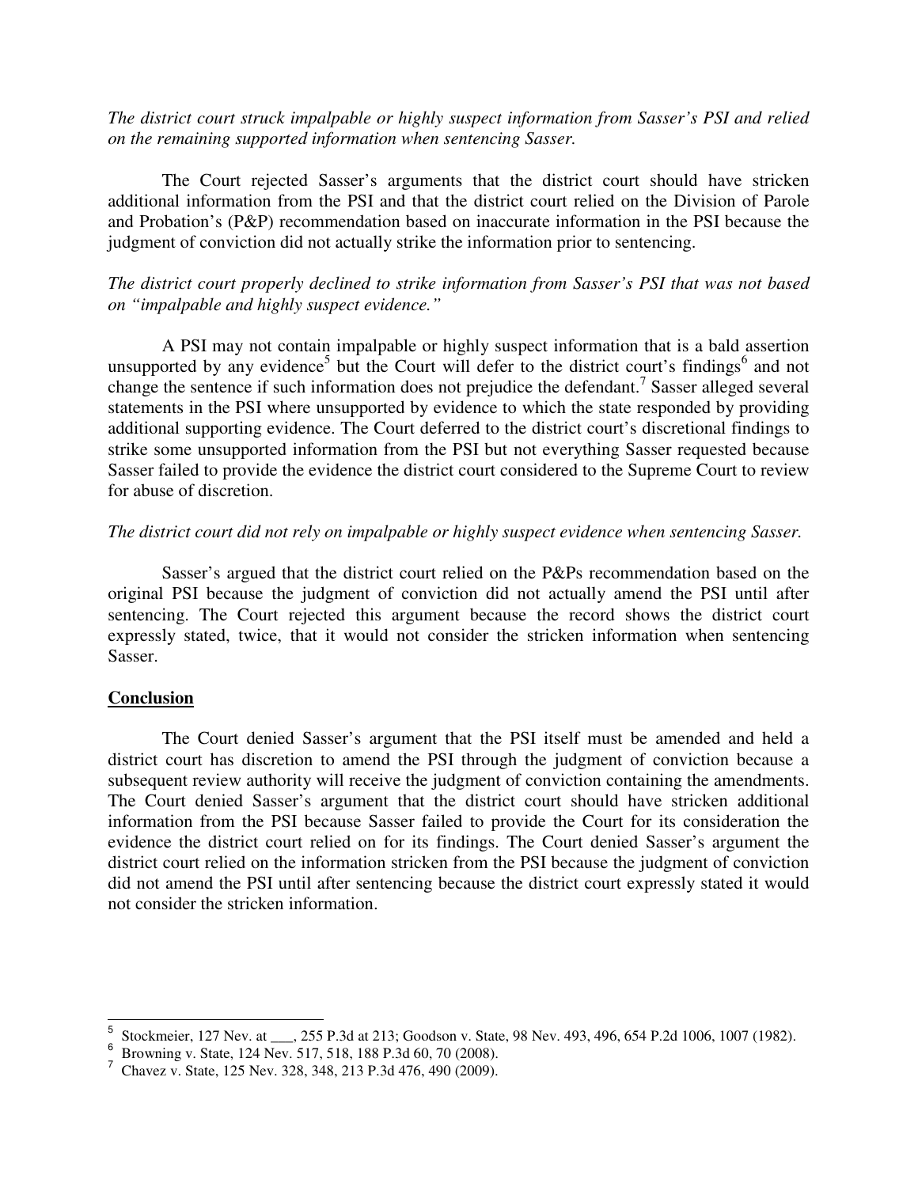*The district court struck impalpable or highly suspect information from Sasser's PSI and relied on the remaining supported information when sentencing Sasser.*

The Court rejected Sasser's arguments that the district court should have stricken additional information from the PSI and that the district court relied on the Division of Parole and Probation's (P&P) recommendation based on inaccurate information in the PSI because the judgment of conviction did not actually strike the information prior to sentencing.

*The district court properly declined to strike information from Sasser's PSI that was not based on "impalpable and highly suspect evidence."*

A PSI may not contain impalpable or highly suspect information that is a bald assertion unsupported by any evidence[5] but the Court will defer to the district court's findings[6] and not change the sentence if such information does not prejudice the defendant.[7] Sasser alleged several statements in the PSI where unsupported by evidence to which the state responded by providing additional supporting evidence. The Court deferred to the district court's discretional findings to strike some unsupported information from the PSI but not everything Sasser requested because Sasser failed to provide the evidence the district court considered to the Supreme Court to review for abuse of discretion.

*The district court did not rely on impalpable or highly suspect evidence when sentencing Sasser.*

Sasser's argued that the district court relied on the P&Ps recommendation based on the original PSI because the judgment of conviction did not actually amend the PSI until after sentencing. The Court rejected this argument because the record shows the district court expressly stated, twice, that it would not consider the stricken information when sentencing Sasser.

**Conclusion**

The Court denied Sasser's argument that the PSI itself must be amended and held a district court has discretion to amend the PSI through the judgment of conviction because a subsequent review authority will receive the judgment of conviction containing the amendments. The Court denied Sasser's argument that the district court should have stricken additional information from the PSI because Sasser failed to provide the Court for its consideration the evidence the district court relied on for its findings. The Court denied Sasser's argument the district court relied on the information stricken from the PSI because the judgment of conviction did not amend the PSI until after sentencing because the district court expressly stated it would not consider the stricken information.

---

[5] Stockmeier, 127 Nev. at ___, 255 P.3d at 213; Goodson v. State, 98 Nev. 493, 496, 654 P.2d 1006, 1007 (1982).

[6] Browning v. State, 124 Nev. 517, 518, 188 P.3d 60, 70 (2008).

[7] Chavez v. State, 125 Nev. 328, 348, 213 P.3d 476, 490 (2009).